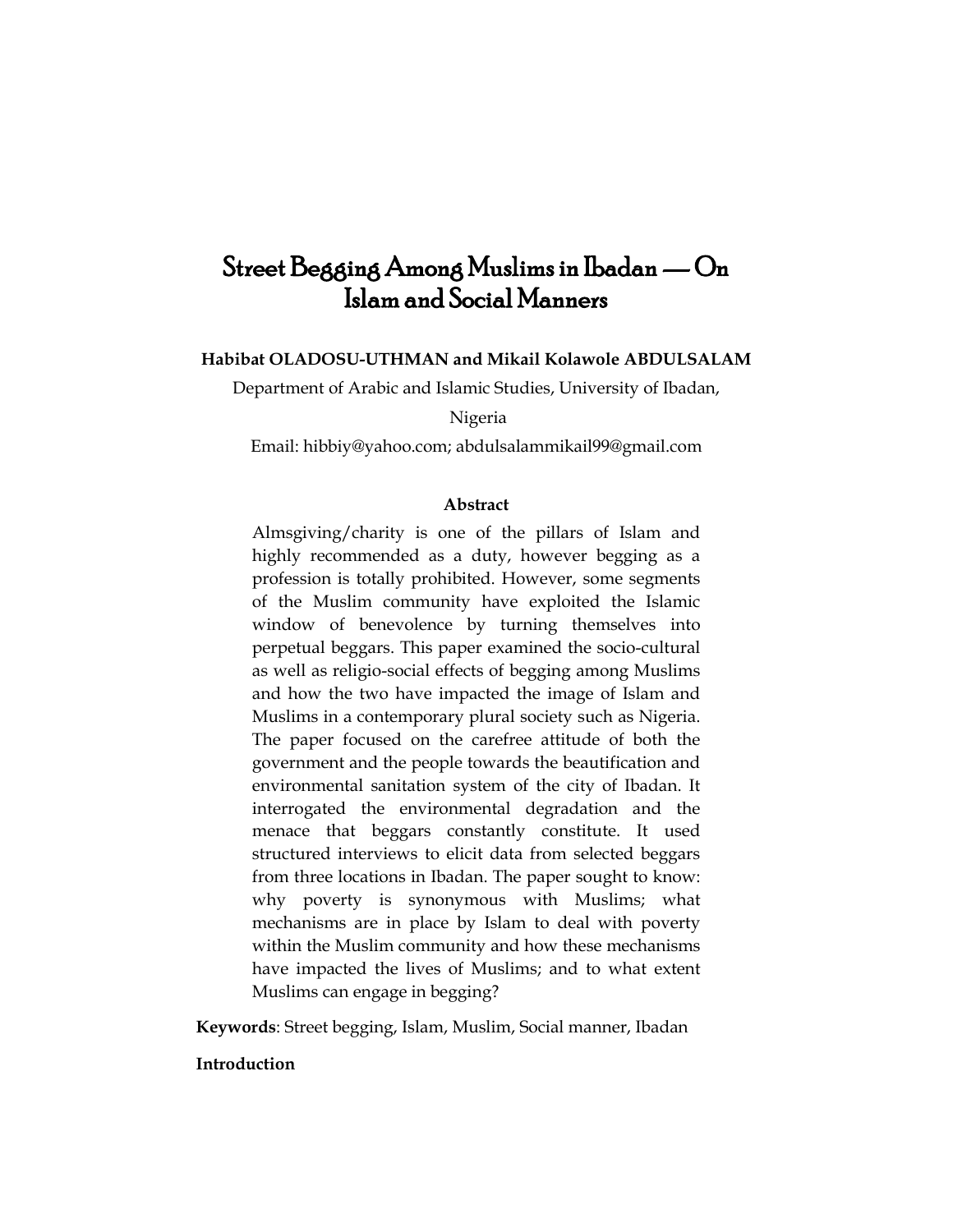# Street Begging Among Muslims in Ibadan — On Islam and Social Manners

**Habibat OLADOSU-UTHMAN and Mikail Kolawole ABDULSALAM**

Department of Arabic and Islamic Studies, University of Ibadan, Nigeria

Email: hibbiy@yahoo.com; abdulsalammikail99@gmail.com

### Abstract

Almsgiving/charity is one of the pillars of Islam and highly recommended as a duty, however begging as a profession is totally prohibited. However, some segments of the Muslim community have exploited the Islamic window of benevolence by turning themselves into perpetual beggars. This paper examined the socio-cultural as well as religio-social effects of begging among Muslims and how the two have impacted the image of Islam and Muslims in a contemporary plural society such as Nigeria. The paper focused on the carefree attitude of both the government and the people towards the beautification and environmental sanitation system of the city of Ibadan. It interrogated the environmental degradation and the menace that beggars constantly constitute. It used structured interviews to elicit data from selected beggars from three locations in Ibadan. The paper sought to know: why poverty is synonymous with Muslims; what mechanisms are in place by Islam to deal with poverty within the Muslim community and how these mechanisms have impacted the lives of Muslims; and to what extent Muslims can engage in begging?

**Keywords**: Street begging, Islam, Muslim, Social manner, Ibadan

## Introduction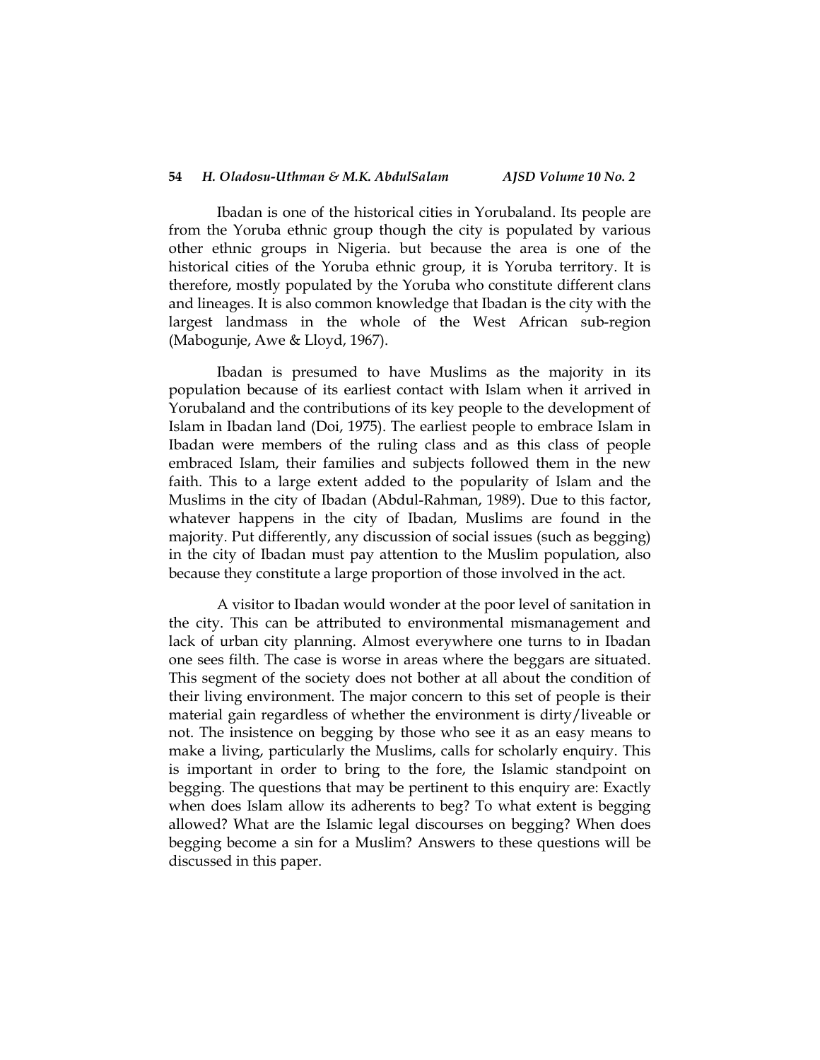Ibadan is one of the historical cities in Yorubaland. Its people are from the Yoruba ethnic group though the city is populated by various other ethnic groups in Nigeria. but because the area is one of the historical cities of the Yoruba ethnic group, it is Yoruba territory. It is therefore, mostly populated by the Yoruba who constitute different clans and lineages. It is also common knowledge that Ibadan is the city with the largest landmass in the whole of the West African sub-region (Mabogunje, Awe & Lloyd, 1967).

Ibadan is presumed to have Muslims as the majority in its population because of its earliest contact with Islam when it arrived in Yorubaland and the contributions of its key people to the development of Islam in Ibadan land (Doi, 1975). The earliest people to embrace Islam in Ibadan were members of the ruling class and as this class of people embraced Islam, their families and subjects followed them in the new faith. This to a large extent added to the popularity of Islam and the Muslims in the city of Ibadan (Abdul-Rahman, 1989). Due to this factor, whatever happens in the city of Ibadan, Muslims are found in the majority. Put differently, any discussion of social issues (such as begging) in the city of Ibadan must pay attention to the Muslim population, also because they constitute a large proportion of those involved in the act.

A visitor to Ibadan would wonder at the poor level of sanitation in the city. This can be attributed to environmental mismanagement and lack of urban city planning. Almost everywhere one turns to in Ibadan one sees filth. The case is worse in areas where the beggars are situated. This segment of the society does not bother at all about the condition of their living environment. The major concern to this set of people is their material gain regardless of whether the environment is dirty/liveable or not. The insistence on begging by those who see it as an easy means to make a living, particularly the Muslims, calls for scholarly enquiry. This is important in order to bring to the fore, the Islamic standpoint on begging. The questions that may be pertinent to this enquiry are: Exactly when does Islam allow its adherents to beg? To what extent is begging allowed? What are the Islamic legal discourses on begging? When does begging become a sin for a Muslim? Answers to these questions will be discussed in this paper.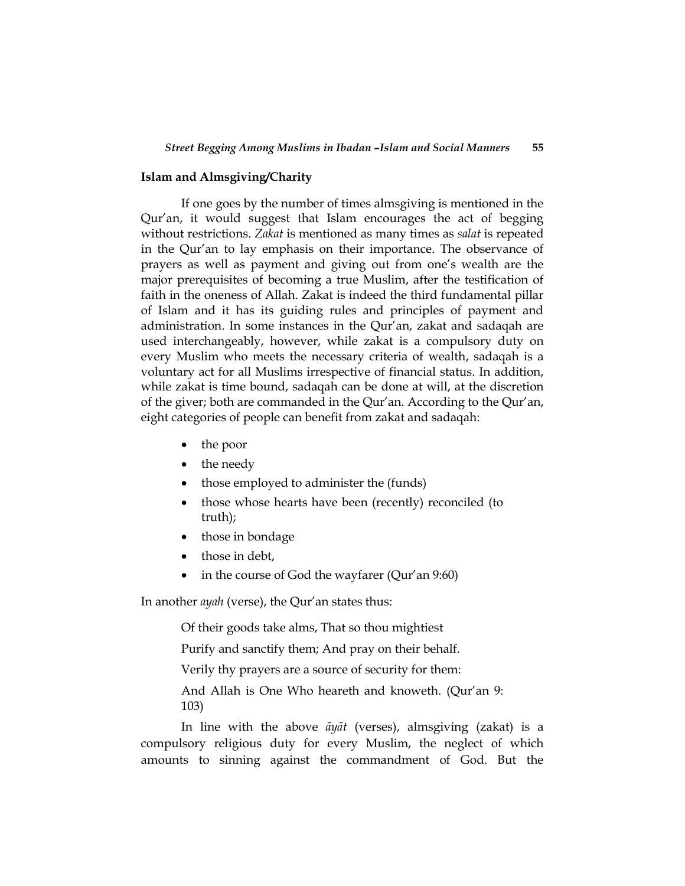## Islam and Almsgiving/Charity

If one goes by the number of times almsgiving is mentioned in the Qur'an, it would suggest that Islam encourages the act of begging without restrictions. *Zakat* is mentioned as many times as *salat* is repeated in the Qur'an to lay emphasis on their importance. The observance of prayers as well as payment and giving out from one's wealth are the major prerequisites of becoming a true Muslim, after the testification of faith in the oneness of Allah. Zakat is indeed the third fundamental pillar of Islam and it has its guiding rules and principles of payment and administration. In some instances in the Qur'an, zakat and sadaqah are used interchangeably, however, while zakat is a compulsory duty on every Muslim who meets the necessary criteria of wealth, sadaqah is a voluntary act for all Muslims irrespective of financial status. In addition, while zakat is time bound, sadaqah can be done at will, at the discretion of the giver; both are commanded in the Qur'an. According to the Qur'an, eight categories of people can benefit from zakat and sadaqah:

- the poor
- the needy
- those employed to administer the (funds)
- those whose hearts have been (recently) reconciled (to truth);
- those in bondage
- those in debt,
- in the course of God the wayfarer (Qur'an 9:60)

In another *ayah* (verse), the Qur'an states thus:

> Of their goods take alms, That so thou mightiest
>
> Purify and sanctify them; And pray on their behalf.
>
> Verily thy prayers are a source of security for them:
>
> And Allah is One Who heareth and knoweth. (Qur'an 9: 103)

In line with the above *āyāt* (verses), almsgiving (zakat) is a compulsory religious duty for every Muslim, the neglect of which amounts to sinning against the commandment of God. But the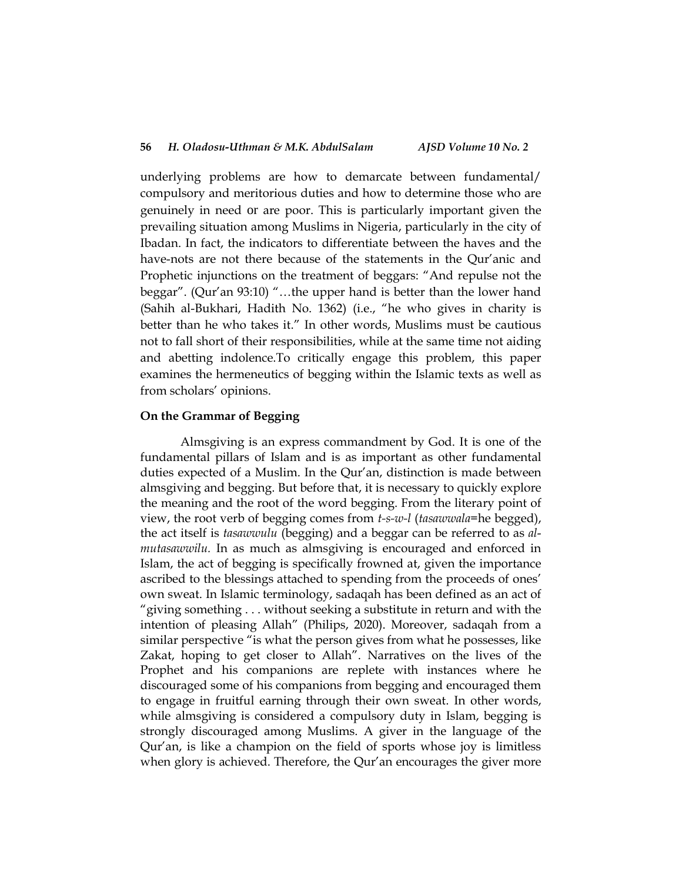underlying problems are how to demarcate between fundamental/ compulsory and meritorious duties and how to determine those who are genuinely in need or are poor. This is particularly important given the prevailing situation among Muslims in Nigeria, particularly in the city of Ibadan. In fact, the indicators to differentiate between the haves and the have-nots are not there because of the statements in the Qur'anic and Prophetic injunctions on the treatment of beggars: "And repulse not the beggar". (Qur'an 93:10) "…the upper hand is better than the lower hand (Sahih al-Bukhari, Hadith No. 1362) (i.e., "he who gives in charity is better than he who takes it." In other words, Muslims must be cautious not to fall short of their responsibilities, while at the same time not aiding and abetting indolence.To critically engage this problem, this paper examines the hermeneutics of begging within the Islamic texts as well as from scholars' opinions.

**On the Grammar of Begging**

Almsgiving is an express commandment by God. It is one of the fundamental pillars of Islam and is as important as other fundamental duties expected of a Muslim. In the Qur'an, distinction is made between almsgiving and begging. But before that, it is necessary to quickly explore the meaning and the root of the word begging. From the literary point of view, the root verb of begging comes from *t-s-w-l* (*tasawwala*=he begged), the act itself is *tasawwulu* (begging) and a beggar can be referred to as *al-mutasawwilu.* In as much as almsgiving is encouraged and enforced in Islam, the act of begging is specifically frowned at, given the importance ascribed to the blessings attached to spending from the proceeds of ones' own sweat. In Islamic terminology, sadaqah has been defined as an act of "giving something . . . without seeking a substitute in return and with the intention of pleasing Allah" (Philips, 2020). Moreover, sadaqah from a similar perspective "is what the person gives from what he possesses, like Zakat, hoping to get closer to Allah". Narratives on the lives of the Prophet and his companions are replete with instances where he discouraged some of his companions from begging and encouraged them to engage in fruitful earning through their own sweat. In other words, while almsgiving is considered a compulsory duty in Islam, begging is strongly discouraged among Muslims. A giver in the language of the Qur'an, is like a champion on the field of sports whose joy is limitless when glory is achieved. Therefore, the Qur'an encourages the giver more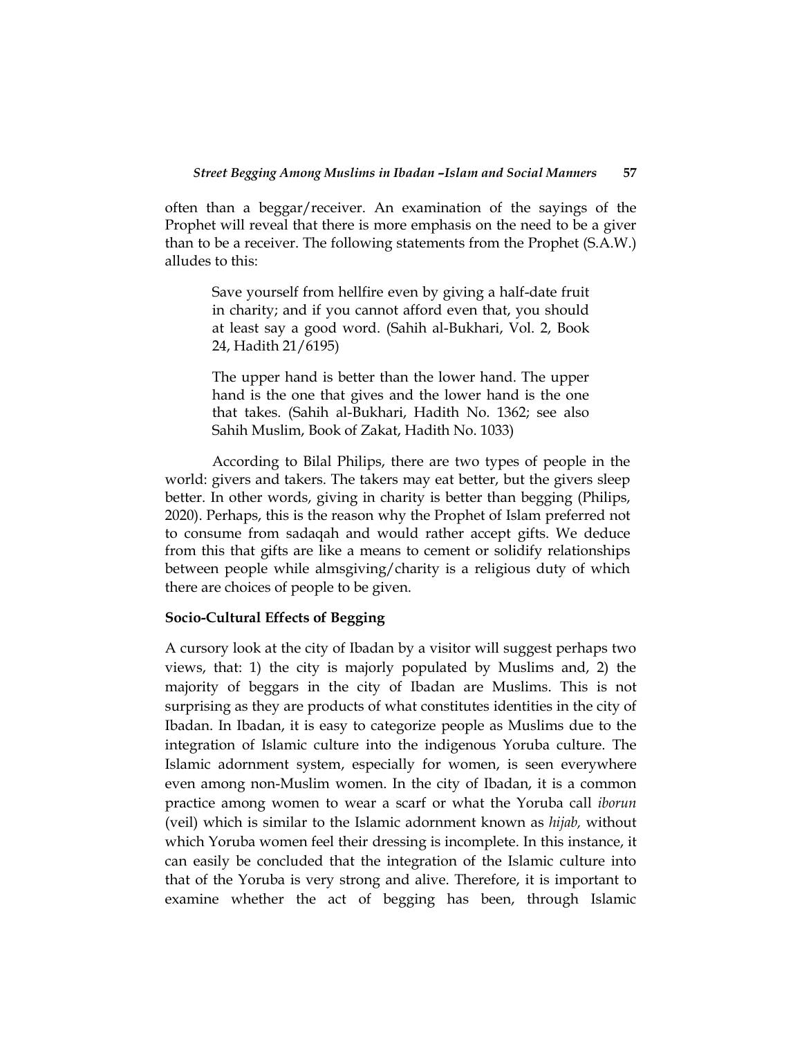often than a beggar/receiver. An examination of the sayings of the Prophet will reveal that there is more emphasis on the need to be a giver than to be a receiver. The following statements from the Prophet (S.A.W.) alludes to this:

> Save yourself from hellfire even by giving a half-date fruit in charity; and if you cannot afford even that, you should at least say a good word. (Sahih al-Bukhari, Vol. 2, Book 24, Hadith 21/6195)

> The upper hand is better than the lower hand. The upper hand is the one that gives and the lower hand is the one that takes. (Sahih al-Bukhari, Hadith No. 1362; see also Sahih Muslim, Book of Zakat, Hadith No. 1033)

According to Bilal Philips, there are two types of people in the world: givers and takers. The takers may eat better, but the givers sleep better. In other words, giving in charity is better than begging (Philips, 2020). Perhaps, this is the reason why the Prophet of Islam preferred not to consume from sadaqah and would rather accept gifts. We deduce from this that gifts are like a means to cement or solidify relationships between people while almsgiving/charity is a religious duty of which there are choices of people to be given.

**Socio-Cultural Effects of Begging**

A cursory look at the city of Ibadan by a visitor will suggest perhaps two views, that: 1) the city is majorly populated by Muslims and, 2) the majority of beggars in the city of Ibadan are Muslims. This is not surprising as they are products of what constitutes identities in the city of Ibadan. In Ibadan, it is easy to categorize people as Muslims due to the integration of Islamic culture into the indigenous Yoruba culture. The Islamic adornment system, especially for women, is seen everywhere even among non-Muslim women. In the city of Ibadan, it is a common practice among women to wear a scarf or what the Yoruba call *iborun* (veil) which is similar to the Islamic adornment known as *hijab,* without which Yoruba women feel their dressing is incomplete. In this instance, it can easily be concluded that the integration of the Islamic culture into that of the Yoruba is very strong and alive. Therefore, it is important to examine whether the act of begging has been, through Islamic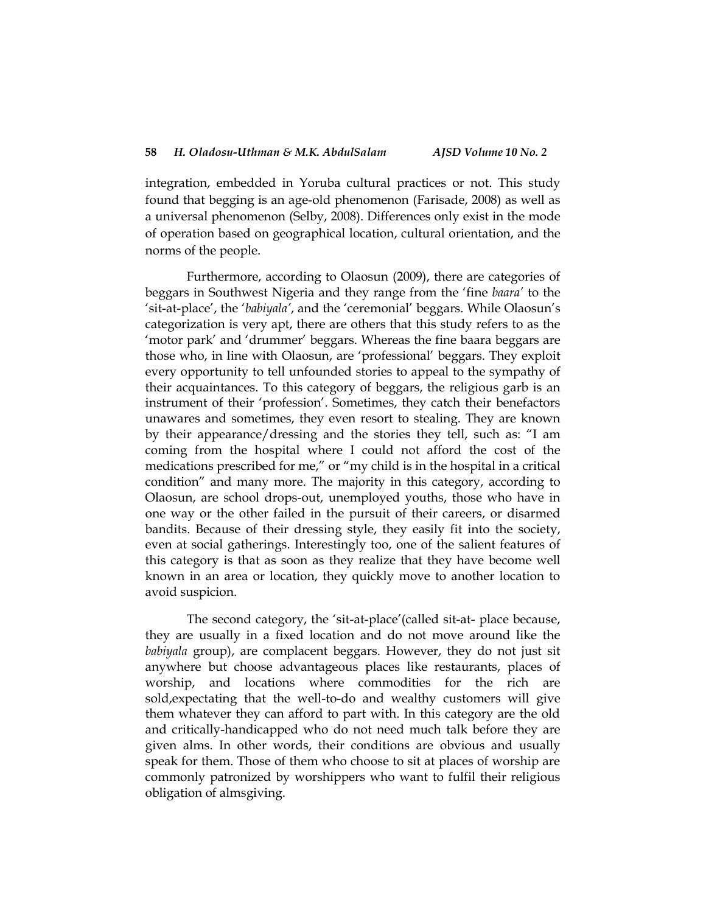integration, embedded in Yoruba cultural practices or not. This study found that begging is an age-old phenomenon (Farisade, 2008) as well as a universal phenomenon (Selby, 2008). Differences only exist in the mode of operation based on geographical location, cultural orientation, and the norms of the people.

Furthermore, according to Olaosun (2009), there are categories of beggars in Southwest Nigeria and they range from the 'fine *baara'* to the 'sit-at-place', the '*babiyala'*, and the 'ceremonial' beggars. While Olaosun's categorization is very apt, there are others that this study refers to as the 'motor park' and 'drummer' beggars. Whereas the fine baara beggars are those who, in line with Olaosun, are 'professional' beggars. They exploit every opportunity to tell unfounded stories to appeal to the sympathy of their acquaintances. To this category of beggars, the religious garb is an instrument of their 'profession'. Sometimes, they catch their benefactors unawares and sometimes, they even resort to stealing. They are known by their appearance/dressing and the stories they tell, such as: "I am coming from the hospital where I could not afford the cost of the medications prescribed for me," or "my child is in the hospital in a critical condition" and many more. The majority in this category, according to Olaosun, are school drops-out, unemployed youths, those who have in one way or the other failed in the pursuit of their careers, or disarmed bandits. Because of their dressing style, they easily fit into the society, even at social gatherings. Interestingly too, one of the salient features of this category is that as soon as they realize that they have become well known in an area or location, they quickly move to another location to avoid suspicion.

The second category, the 'sit-at-place'(called sit-at- place because, they are usually in a fixed location and do not move around like the *babiyala* group), are complacent beggars. However, they do not just sit anywhere but choose advantageous places like restaurants, places of worship, and locations where commodities for the rich are sold,expectating that the well-to-do and wealthy customers will give them whatever they can afford to part with. In this category are the old and critically-handicapped who do not need much talk before they are given alms. In other words, their conditions are obvious and usually speak for them. Those of them who choose to sit at places of worship are commonly patronized by worshippers who want to fulfil their religious obligation of almsgiving.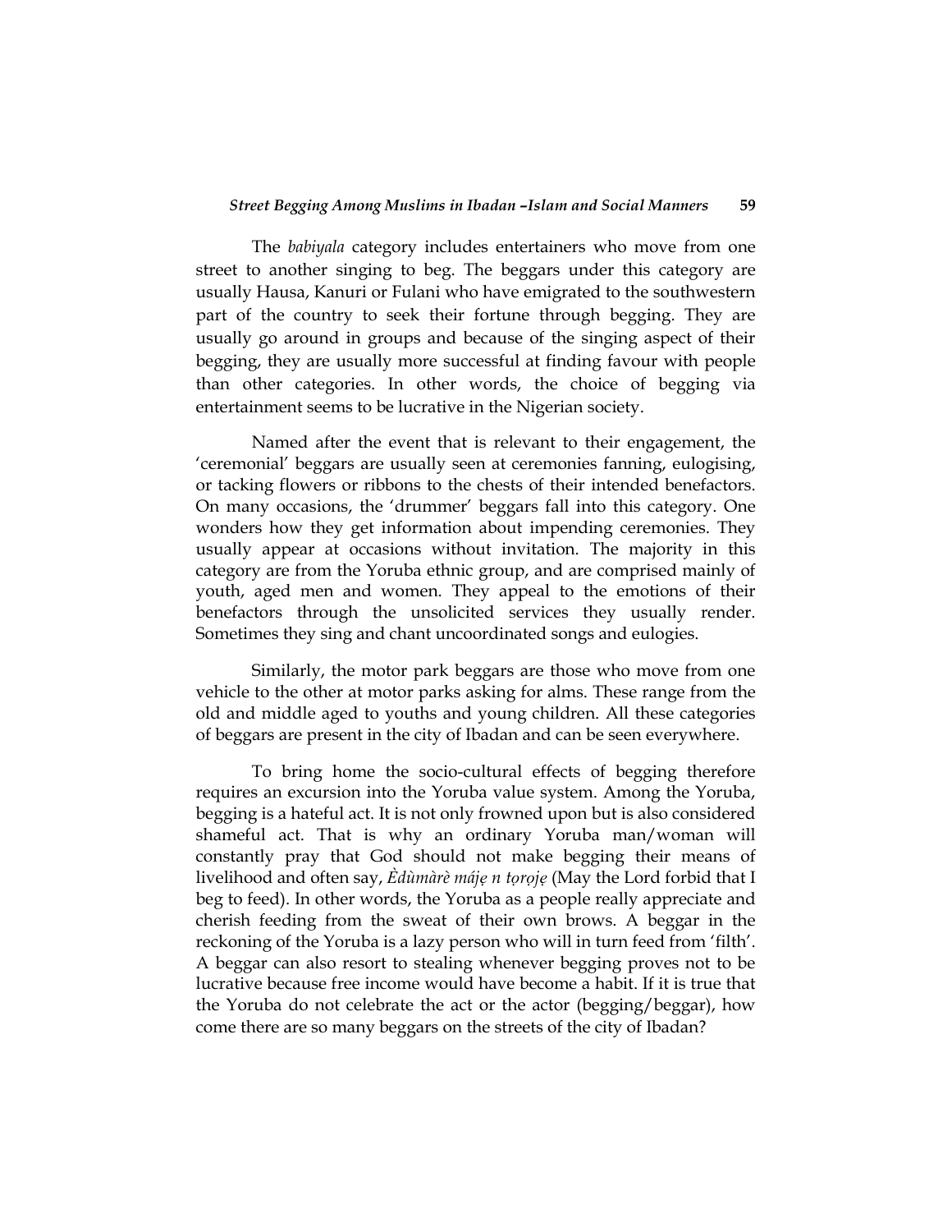The *babiyala* category includes entertainers who move from one street to another singing to beg. The beggars under this category are usually Hausa, Kanuri or Fulani who have emigrated to the southwestern part of the country to seek their fortune through begging. They are usually go around in groups and because of the singing aspect of their begging, they are usually more successful at finding favour with people than other categories. In other words, the choice of begging via entertainment seems to be lucrative in the Nigerian society.

Named after the event that is relevant to their engagement, the 'ceremonial' beggars are usually seen at ceremonies fanning, eulogising, or tacking flowers or ribbons to the chests of their intended benefactors. On many occasions, the 'drummer' beggars fall into this category. One wonders how they get information about impending ceremonies. They usually appear at occasions without invitation. The majority in this category are from the Yoruba ethnic group, and are comprised mainly of youth, aged men and women. They appeal to the emotions of their benefactors through the unsolicited services they usually render. Sometimes they sing and chant uncoordinated songs and eulogies.

Similarly, the motor park beggars are those who move from one vehicle to the other at motor parks asking for alms. These range from the old and middle aged to youths and young children. All these categories of beggars are present in the city of Ibadan and can be seen everywhere.

To bring home the socio-cultural effects of begging therefore requires an excursion into the Yoruba value system. Among the Yoruba, begging is a hateful act. It is not only frowned upon but is also considered shameful act. That is why an ordinary Yoruba man/woman will constantly pray that God should not make begging their means of livelihood and often say, *Èdùmàrè máję n tọrọję* (May the Lord forbid that I beg to feed). In other words, the Yoruba as a people really appreciate and cherish feeding from the sweat of their own brows. A beggar in the reckoning of the Yoruba is a lazy person who will in turn feed from 'filth'. A beggar can also resort to stealing whenever begging proves not to be lucrative because free income would have become a habit. If it is true that the Yoruba do not celebrate the act or the actor (begging/beggar), how come there are so many beggars on the streets of the city of Ibadan?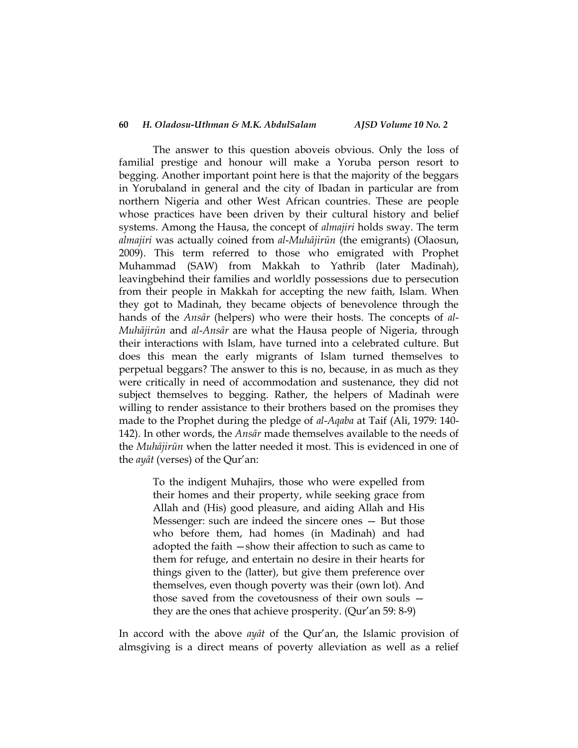The answer to this question aboveis obvious. Only the loss of familial prestige and honour will make a Yoruba person resort to begging. Another important point here is that the majority of the beggars in Yorubaland in general and the city of Ibadan in particular are from northern Nigeria and other West African countries. These are people whose practices have been driven by their cultural history and belief systems. Among the Hausa, the concept of *almajiri* holds sway. The term *almajiri* was actually coined from *al-Muhājirūn* (the emigrants) (Olaosun, 2009). This term referred to those who emigrated with Prophet Muhammad (SAW) from Makkah to Yathrib (later Madinah), leavingbehind their families and worldly possessions due to persecution from their people in Makkah for accepting the new faith, Islam. When they got to Madinah, they became objects of benevolence through the hands of the *Ansār* (helpers) who were their hosts. The concepts of *al-Muhājirūn* and *al-Ansār* are what the Hausa people of Nigeria, through their interactions with Islam, have turned into a celebrated culture. But does this mean the early migrants of Islam turned themselves to perpetual beggars? The answer to this is no, because, in as much as they were critically in need of accommodation and sustenance, they did not subject themselves to begging. Rather, the helpers of Madinah were willing to render assistance to their brothers based on the promises they made to the Prophet during the pledge of *al-Aqaba* at Taif (Ali, 1979: 140-142). In other words, the *Ansār* made themselves available to the needs of the *Muhājirūn* when the latter needed it most. This is evidenced in one of the *ayāt* (verses) of the Qur'an:

> To the indigent Muhajirs, those who were expelled from their homes and their property, while seeking grace from Allah and (His) good pleasure, and aiding Allah and His Messenger: such are indeed the sincere ones — But those who before them, had homes (in Madinah) and had adopted the faith —show their affection to such as came to them for refuge, and entertain no desire in their hearts for things given to the (latter), but give them preference over themselves, even though poverty was their (own lot). And those saved from the covetousness of their own souls — they are the ones that achieve prosperity. (Qur'an 59: 8-9)

In accord with the above *ayāt* of the Qur'an, the Islamic provision of almsgiving is a direct means of poverty alleviation as well as a relief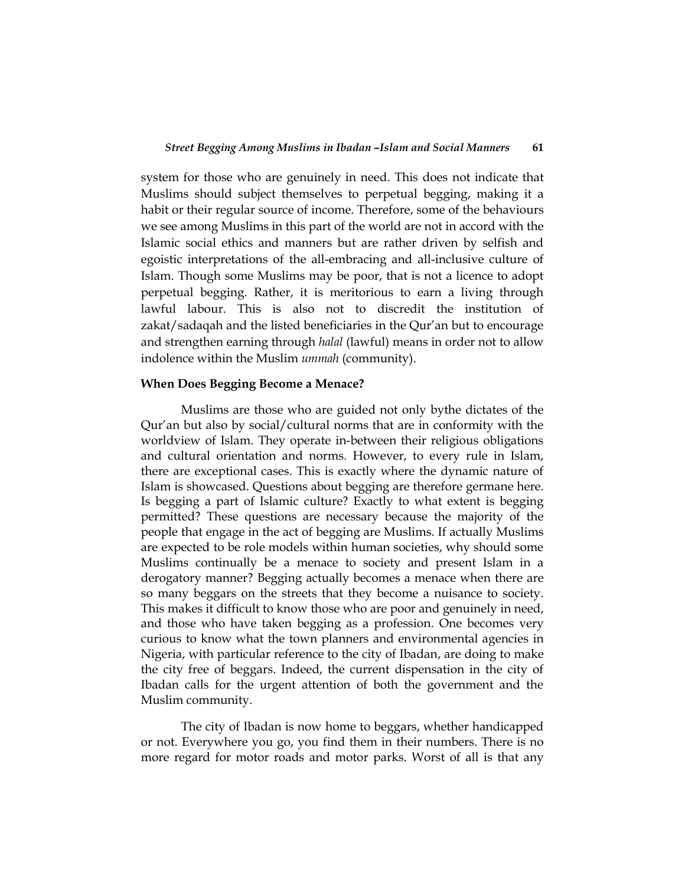system for those who are genuinely in need. This does not indicate that Muslims should subject themselves to perpetual begging, making it a habit or their regular source of income. Therefore, some of the behaviours we see among Muslims in this part of the world are not in accord with the Islamic social ethics and manners but are rather driven by selfish and egoistic interpretations of the all-embracing and all-inclusive culture of Islam. Though some Muslims may be poor, that is not a licence to adopt perpetual begging. Rather, it is meritorious to earn a living through lawful labour. This is also not to discredit the institution of zakat/sadaqah and the listed beneficiaries in the Qur'an but to encourage and strengthen earning through *halal* (lawful) means in order not to allow indolence within the Muslim *ummah* (community).

**When Does Begging Become a Menace?**

Muslims are those who are guided not only bythe dictates of the Qur'an but also by social/cultural norms that are in conformity with the worldview of Islam. They operate in-between their religious obligations and cultural orientation and norms. However, to every rule in Islam, there are exceptional cases. This is exactly where the dynamic nature of Islam is showcased. Questions about begging are therefore germane here. Is begging a part of Islamic culture? Exactly to what extent is begging permitted? These questions are necessary because the majority of the people that engage in the act of begging are Muslims. If actually Muslims are expected to be role models within human societies, why should some Muslims continually be a menace to society and present Islam in a derogatory manner? Begging actually becomes a menace when there are so many beggars on the streets that they become a nuisance to society. This makes it difficult to know those who are poor and genuinely in need, and those who have taken begging as a profession. One becomes very curious to know what the town planners and environmental agencies in Nigeria, with particular reference to the city of Ibadan, are doing to make the city free of beggars. Indeed, the current dispensation in the city of Ibadan calls for the urgent attention of both the government and the Muslim community.

The city of Ibadan is now home to beggars, whether handicapped or not. Everywhere you go, you find them in their numbers. There is no more regard for motor roads and motor parks. Worst of all is that any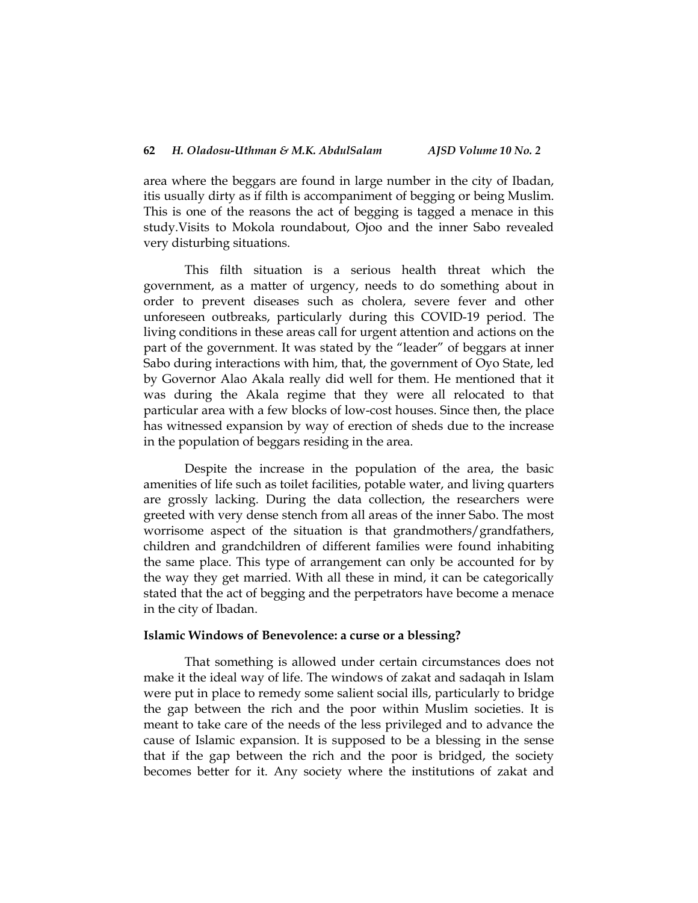area where the beggars are found in large number in the city of Ibadan, itis usually dirty as if filth is accompaniment of begging or being Muslim. This is one of the reasons the act of begging is tagged a menace in this study.Visits to Mokola roundabout, Ojoo and the inner Sabo revealed very disturbing situations.

This filth situation is a serious health threat which the government, as a matter of urgency, needs to do something about in order to prevent diseases such as cholera, severe fever and other unforeseen outbreaks, particularly during this COVID-19 period. The living conditions in these areas call for urgent attention and actions on the part of the government. It was stated by the "leader" of beggars at inner Sabo during interactions with him, that, the government of Oyo State, led by Governor Alao Akala really did well for them. He mentioned that it was during the Akala regime that they were all relocated to that particular area with a few blocks of low-cost houses. Since then, the place has witnessed expansion by way of erection of sheds due to the increase in the population of beggars residing in the area.

Despite the increase in the population of the area, the basic amenities of life such as toilet facilities, potable water, and living quarters are grossly lacking. During the data collection, the researchers were greeted with very dense stench from all areas of the inner Sabo. The most worrisome aspect of the situation is that grandmothers/grandfathers, children and grandchildren of different families were found inhabiting the same place. This type of arrangement can only be accounted for by the way they get married. With all these in mind, it can be categorically stated that the act of begging and the perpetrators have become a menace in the city of Ibadan.

**Islamic Windows of Benevolence: a curse or a blessing?**

That something is allowed under certain circumstances does not make it the ideal way of life. The windows of zakat and sadaqah in Islam were put in place to remedy some salient social ills, particularly to bridge the gap between the rich and the poor within Muslim societies. It is meant to take care of the needs of the less privileged and to advance the cause of Islamic expansion. It is supposed to be a blessing in the sense that if the gap between the rich and the poor is bridged, the society becomes better for it. Any society where the institutions of zakat and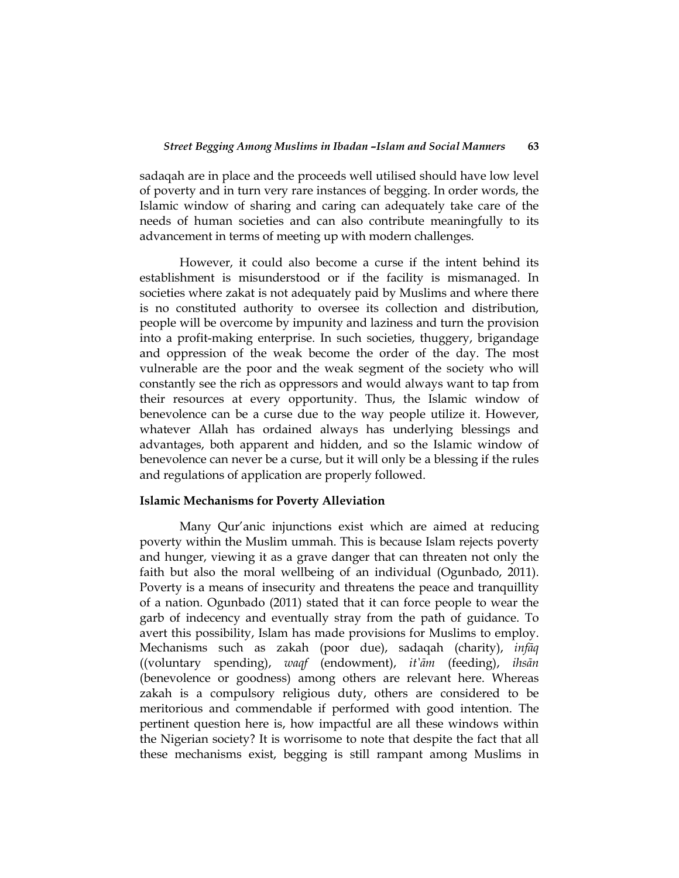sadaqah are in place and the proceeds well utilised should have low level of poverty and in turn very rare instances of begging. In order words, the Islamic window of sharing and caring can adequately take care of the needs of human societies and can also contribute meaningfully to its advancement in terms of meeting up with modern challenges.

However, it could also become a curse if the intent behind its establishment is misunderstood or if the facility is mismanaged. In societies where zakat is not adequately paid by Muslims and where there is no constituted authority to oversee its collection and distribution, people will be overcome by impunity and laziness and turn the provision into a profit-making enterprise. In such societies, thuggery, brigandage and oppression of the weak become the order of the day. The most vulnerable are the poor and the weak segment of the society who will constantly see the rich as oppressors and would always want to tap from their resources at every opportunity. Thus, the Islamic window of benevolence can be a curse due to the way people utilize it. However, whatever Allah has ordained always has underlying blessings and advantages, both apparent and hidden, and so the Islamic window of benevolence can never be a curse, but it will only be a blessing if the rules and regulations of application are properly followed.

**Islamic Mechanisms for Poverty Alleviation**

Many Qur'anic injunctions exist which are aimed at reducing poverty within the Muslim ummah. This is because Islam rejects poverty and hunger, viewing it as a grave danger that can threaten not only the faith but also the moral wellbeing of an individual (Ogunbado, 2011). Poverty is a means of insecurity and threatens the peace and tranquillity of a nation. Ogunbado (2011) stated that it can force people to wear the garb of indecency and eventually stray from the path of guidance. To avert this possibility, Islam has made provisions for Muslims to employ. Mechanisms such as zakah (poor due), sadaqah (charity), *infāq* ((voluntary spending), *waqf* (endowment), *it'ām* (feeding), *ihsān* (benevolence or goodness) among others are relevant here. Whereas zakah is a compulsory religious duty, others are considered to be meritorious and commendable if performed with good intention. The pertinent question here is, how impactful are all these windows within the Nigerian society? It is worrisome to note that despite the fact that all these mechanisms exist, begging is still rampant among Muslims in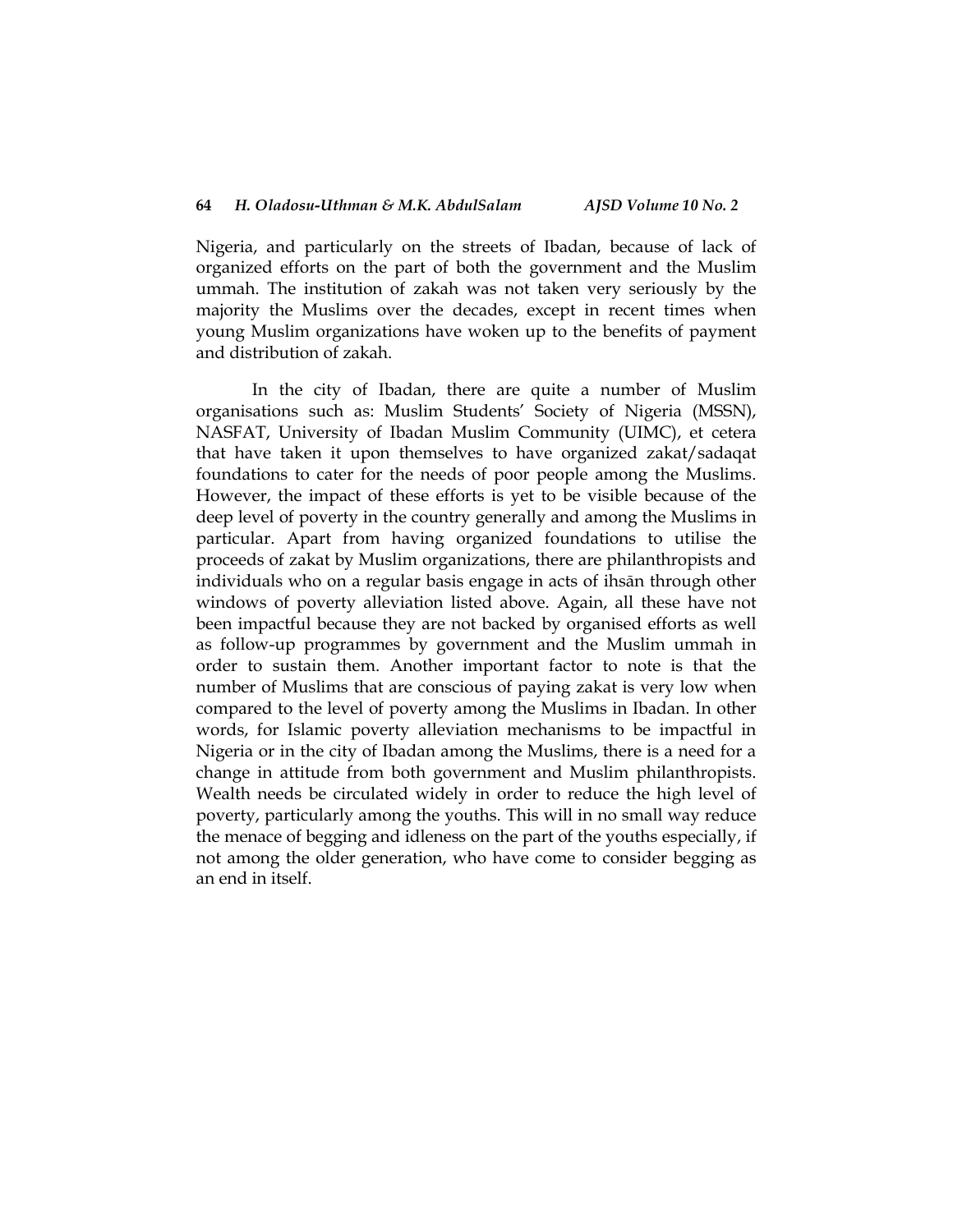Nigeria, and particularly on the streets of Ibadan, because of lack of organized efforts on the part of both the government and the Muslim ummah. The institution of zakah was not taken very seriously by the majority the Muslims over the decades, except in recent times when young Muslim organizations have woken up to the benefits of payment and distribution of zakah.

In the city of Ibadan, there are quite a number of Muslim organisations such as: Muslim Students' Society of Nigeria (MSSN), NASFAT, University of Ibadan Muslim Community (UIMC), et cetera that have taken it upon themselves to have organized zakat/sadaqat foundations to cater for the needs of poor people among the Muslims. However, the impact of these efforts is yet to be visible because of the deep level of poverty in the country generally and among the Muslims in particular. Apart from having organized foundations to utilise the proceeds of zakat by Muslim organizations, there are philanthropists and individuals who on a regular basis engage in acts of ihsān through other windows of poverty alleviation listed above. Again, all these have not been impactful because they are not backed by organised efforts as well as follow-up programmes by government and the Muslim ummah in order to sustain them. Another important factor to note is that the number of Muslims that are conscious of paying zakat is very low when compared to the level of poverty among the Muslims in Ibadan. In other words, for Islamic poverty alleviation mechanisms to be impactful in Nigeria or in the city of Ibadan among the Muslims, there is a need for a change in attitude from both government and Muslim philanthropists. Wealth needs be circulated widely in order to reduce the high level of poverty, particularly among the youths. This will in no small way reduce the menace of begging and idleness on the part of the youths especially, if not among the older generation, who have come to consider begging as an end in itself.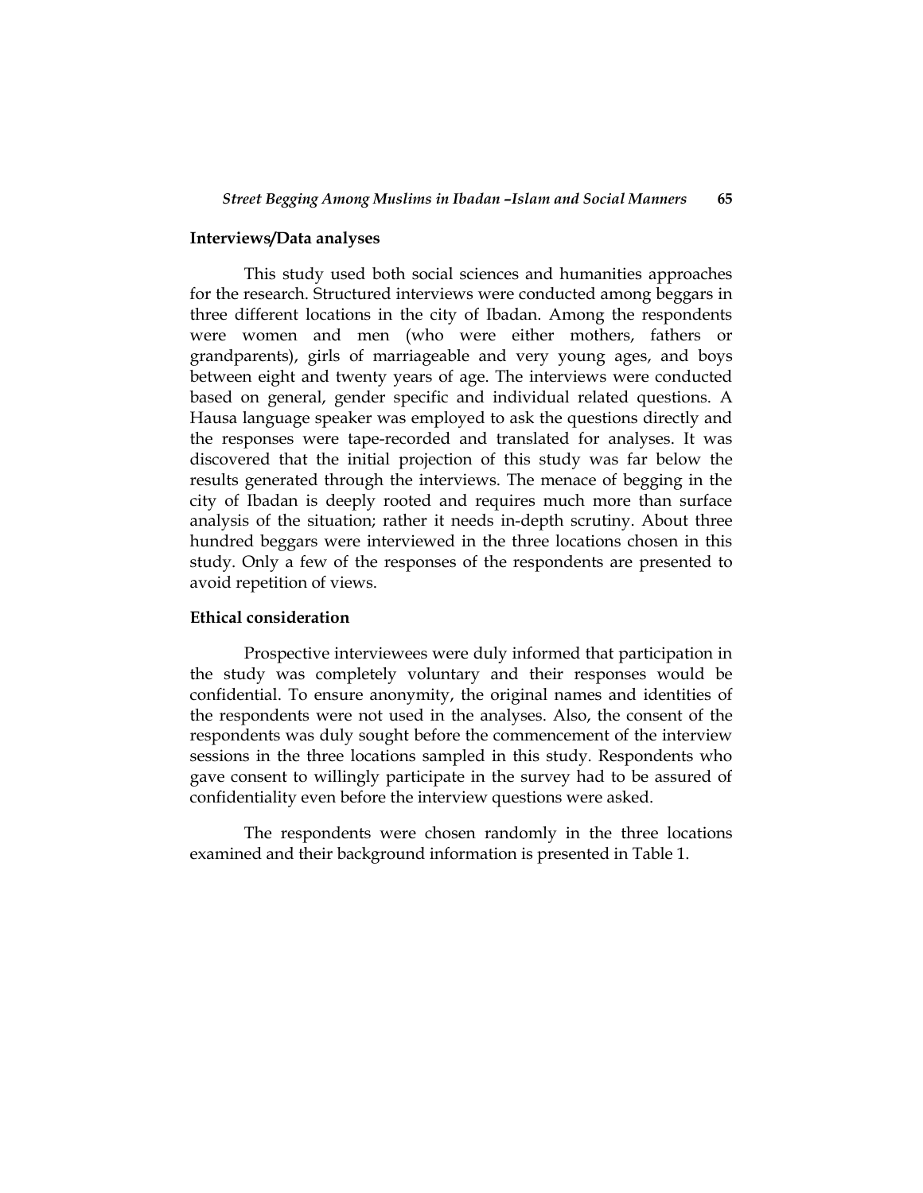## Interviews/Data analyses

This study used both social sciences and humanities approaches for the research. Structured interviews were conducted among beggars in three different locations in the city of Ibadan. Among the respondents were women and men (who were either mothers, fathers or grandparents), girls of marriageable and very young ages, and boys between eight and twenty years of age. The interviews were conducted based on general, gender specific and individual related questions. A Hausa language speaker was employed to ask the questions directly and the responses were tape-recorded and translated for analyses. It was discovered that the initial projection of this study was far below the results generated through the interviews. The menace of begging in the city of Ibadan is deeply rooted and requires much more than surface analysis of the situation; rather it needs in-depth scrutiny. About three hundred beggars were interviewed in the three locations chosen in this study. Only a few of the responses of the respondents are presented to avoid repetition of views.

## Ethical consideration

Prospective interviewees were duly informed that participation in the study was completely voluntary and their responses would be confidential. To ensure anonymity, the original names and identities of the respondents were not used in the analyses. Also, the consent of the respondents was duly sought before the commencement of the interview sessions in the three locations sampled in this study. Respondents who gave consent to willingly participate in the survey had to be assured of confidentiality even before the interview questions were asked.

The respondents were chosen randomly in the three locations examined and their background information is presented in Table 1.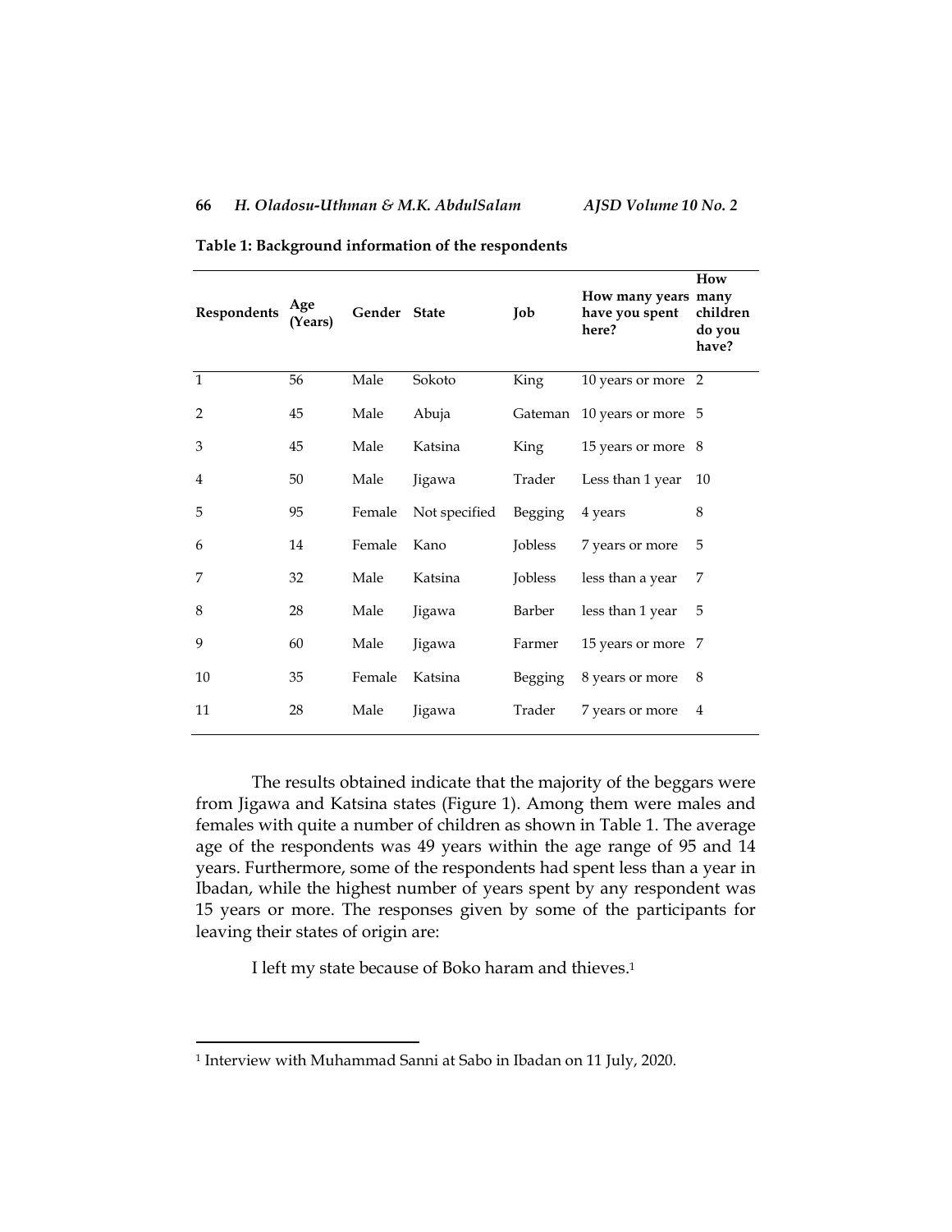**Table 1: Background information of the respondents**

| Respondents | Age (Years) | Gender | State | Job | How many years have you spent here? | How many children do you have? |
|---|---|---|---|---|---|---|
| 1 | 56 | Male | Sokoto | King | 10 years or more | 2 |
| 2 | 45 | Male | Abuja | Gateman | 10 years or more | 5 |
| 3 | 45 | Male | Katsina | King | 15 years or more | 8 |
| 4 | 50 | Male | Jigawa | Trader | Less than 1 year | 10 |
| 5 | 95 | Female | Not specified | Begging | 4 years | 8 |
| 6 | 14 | Female | Kano | Jobless | 7 years or more | 5 |
| 7 | 32 | Male | Katsina | Jobless | less than a year | 7 |
| 8 | 28 | Male | Jigawa | Barber | less than 1 year | 5 |
| 9 | 60 | Male | Jigawa | Farmer | 15 years or more | 7 |
| 10 | 35 | Female | Katsina | Begging | 8 years or more | 8 |
| 11 | 28 | Male | Jigawa | Trader | 7 years or more | 4 |

The results obtained indicate that the majority of the beggars were from Jigawa and Katsina states (Figure 1). Among them were males and females with quite a number of children as shown in Table 1. The average age of the respondents was 49 years within the age range of 95 and 14 years. Furthermore, some of the respondents had spent less than a year in Ibadan, while the highest number of years spent by any respondent was 15 years or more. The responses given by some of the participants for leaving their states of origin are:

I left my state because of Boko haram and thieves.[1]

[1] Interview with Muhammad Sanni at Sabo in Ibadan on 11 July, 2020.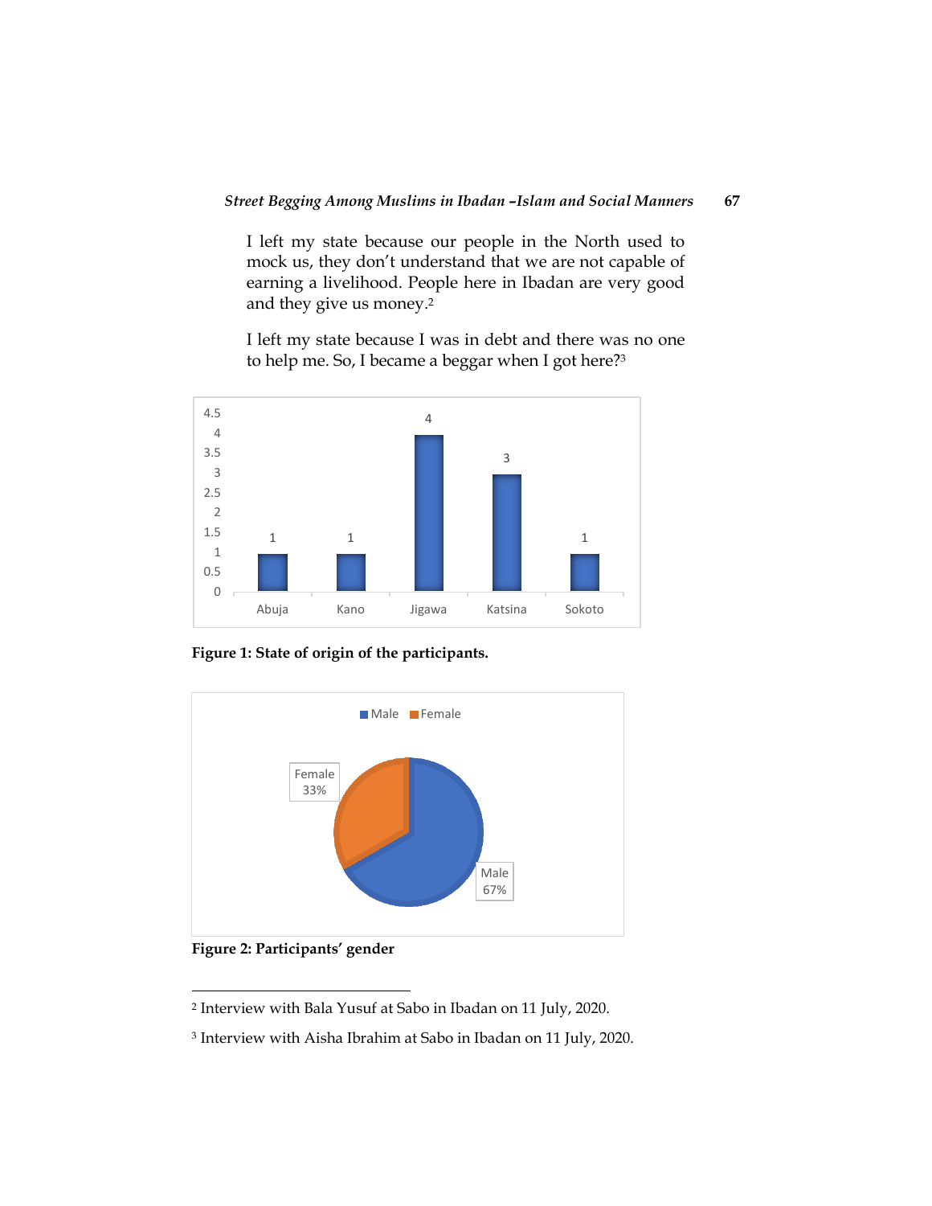> I left my state because our people in the North used to mock us, they don't understand that we are not capable of earning a livelihood. People here in Ibadan are very good and they give us money.[2]

> I left my state because I was in debt and there was no one to help me. So, I became a beggar when I got here?[3]

| State | Number of participants |
|---|---|
| Abuja | 1 |
| Kano | 1 |
| Jigawa | 4 |
| Katsina | 3 |
| Sokoto | 1 |

**Figure 1: State of origin of the participants.**

| Gender | Percentage |
|---|---|
| Male | 67% |
| Female | 33% |

**Figure 2: Participants' gender**

---

[2] Interview with Bala Yusuf at Sabo in Ibadan on 11 July, 2020.

[3] Interview with Aisha Ibrahim at Sabo in Ibadan on 11 July, 2020.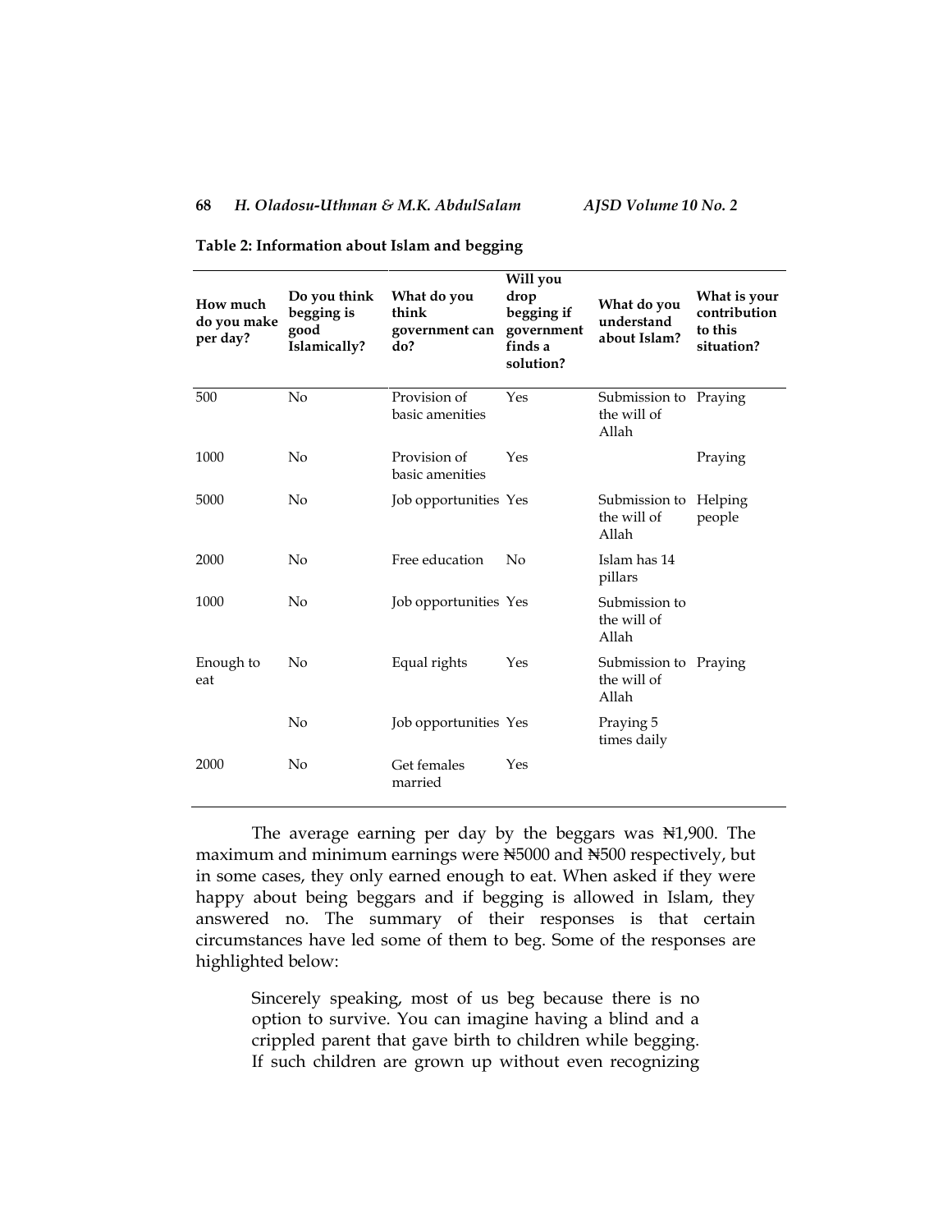**Table 2: Information about Islam and begging**

| How much do you make per day? | Do you think begging is good Islamically? | What do you think government can do? | Will you drop begging if government finds a solution? | What do you understand about Islam? | What is your contribution to this situation? |
|---|---|---|---|---|---|
| 500 | No | Provision of basic amenities | Yes | Submission to the will of Allah | Praying |
| 1000 | No | Provision of basic amenities | Yes | | Praying |
| 5000 | No | Job opportunities | Yes | Submission to the will of Allah | Helping people |
| 2000 | No | Free education | No | Islam has 14 pillars | |
| 1000 | No | Job opportunities | Yes | Submission to the will of Allah | |
| Enough to eat | No | Equal rights | Yes | Submission to the will of Allah | Praying |
| | No | Job opportunities | Yes | Praying 5 times daily | |
| 2000 | No | Get females married | Yes | | |

The average earning per day by the beggars was ₦1,900. The maximum and minimum earnings were ₦5000 and ₦500 respectively, but in some cases, they only earned enough to eat. When asked if they were happy about being beggars and if begging is allowed in Islam, they answered no. The summary of their responses is that certain circumstances have led some of them to beg. Some of the responses are highlighted below:

> Sincerely speaking, most of us beg because there is no option to survive. You can imagine having a blind and a crippled parent that gave birth to children while begging. If such children are grown up without even recognizing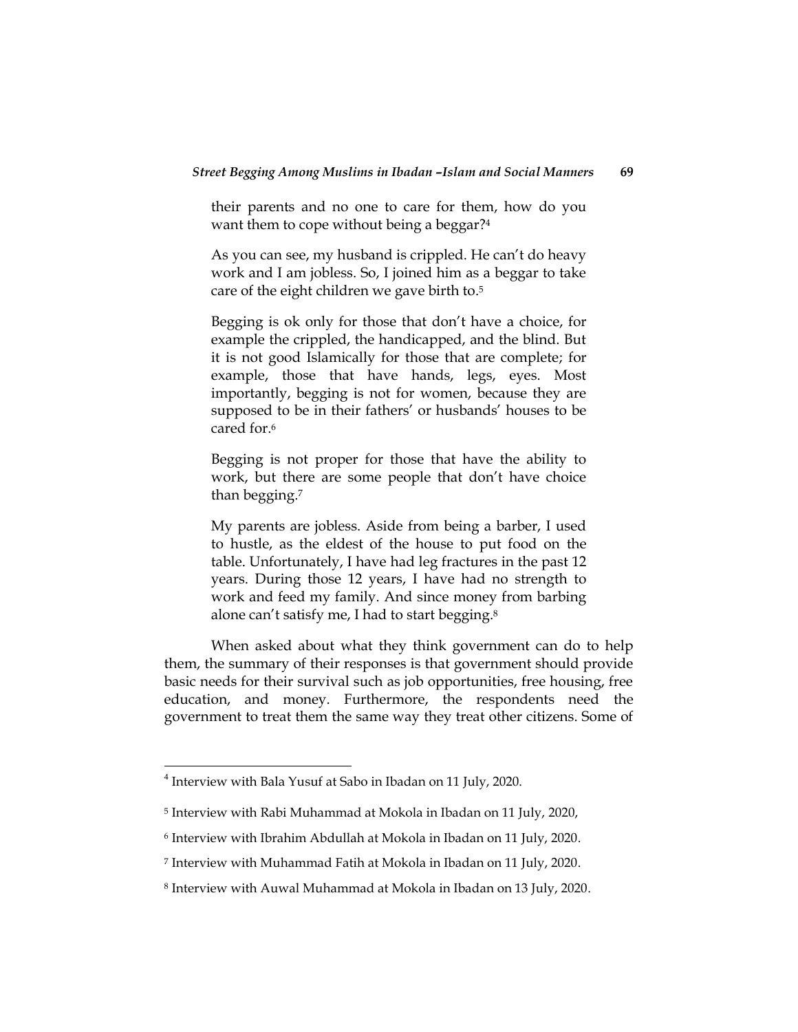their parents and no one to care for them, how do you want them to cope without being a beggar?[4]

> As you can see, my husband is crippled. He can't do heavy work and I am jobless. So, I joined him as a beggar to take care of the eight children we gave birth to.[5]

> Begging is ok only for those that don't have a choice, for example the crippled, the handicapped, and the blind. But it is not good Islamically for those that are complete; for example, those that have hands, legs, eyes. Most importantly, begging is not for women, because they are supposed to be in their fathers' or husbands' houses to be cared for.[6]

> Begging is not proper for those that have the ability to work, but there are some people that don't have choice than begging.[7]

> My parents are jobless. Aside from being a barber, I used to hustle, as the eldest of the house to put food on the table. Unfortunately, I have had leg fractures in the past 12 years. During those 12 years, I have had no strength to work and feed my family. And since money from barbing alone can't satisfy me, I had to start begging.[8]

When asked about what they think government can do to help them, the summary of their responses is that government should provide basic needs for their survival such as job opportunities, free housing, free education, and money. Furthermore, the respondents need the government to treat them the same way they treat other citizens. Some of

---

[4] Interview with Bala Yusuf at Sabo in Ibadan on 11 July, 2020.

[5] Interview with Rabi Muhammad at Mokola in Ibadan on 11 July, 2020,

[6] Interview with Ibrahim Abdullah at Mokola in Ibadan on 11 July, 2020.

[7] Interview with Muhammad Fatih at Mokola in Ibadan on 11 July, 2020.

[8] Interview with Auwal Muhammad at Mokola in Ibadan on 13 July, 2020.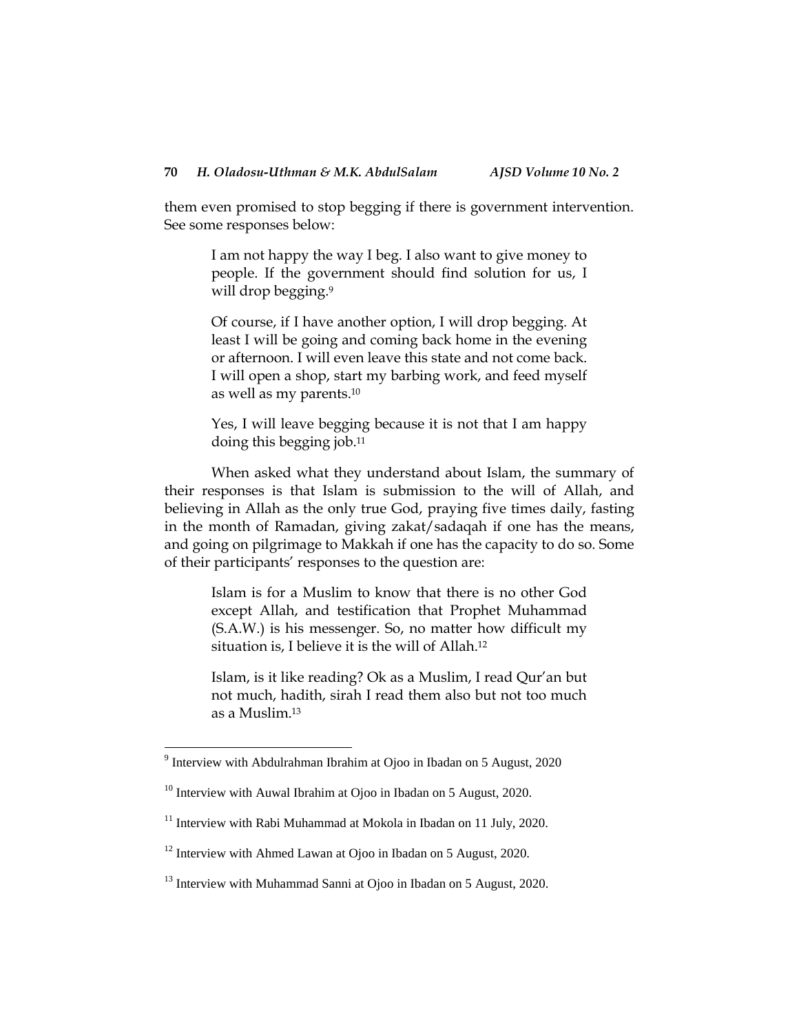them even promised to stop begging if there is government intervention. See some responses below:

> I am not happy the way I beg. I also want to give money to people. If the government should find solution for us, I will drop begging.[9]

> Of course, if I have another option, I will drop begging. At least I will be going and coming back home in the evening or afternoon. I will even leave this state and not come back. I will open a shop, start my barbing work, and feed myself as well as my parents.[10]

> Yes, I will leave begging because it is not that I am happy doing this begging job.[11]

When asked what they understand about Islam, the summary of their responses is that Islam is submission to the will of Allah, and believing in Allah as the only true God, praying five times daily, fasting in the month of Ramadan, giving zakat/sadaqah if one has the means, and going on pilgrimage to Makkah if one has the capacity to do so. Some of their participants' responses to the question are:

> Islam is for a Muslim to know that there is no other God except Allah, and testification that Prophet Muhammad (S.A.W.) is his messenger. So, no matter how difficult my situation is, I believe it is the will of Allah.[12]

> Islam, is it like reading? Ok as a Muslim, I read Qur'an but not much, hadith, sirah I read them also but not too much as a Muslim.[13]

---

[9] Interview with Abdulrahman Ibrahim at Ojoo in Ibadan on 5 August, 2020

[10] Interview with Auwal Ibrahim at Ojoo in Ibadan on 5 August, 2020.

[11] Interview with Rabi Muhammad at Mokola in Ibadan on 11 July, 2020.

[12] Interview with Ahmed Lawan at Ojoo in Ibadan on 5 August, 2020.

[13] Interview with Muhammad Sanni at Ojoo in Ibadan on 5 August, 2020.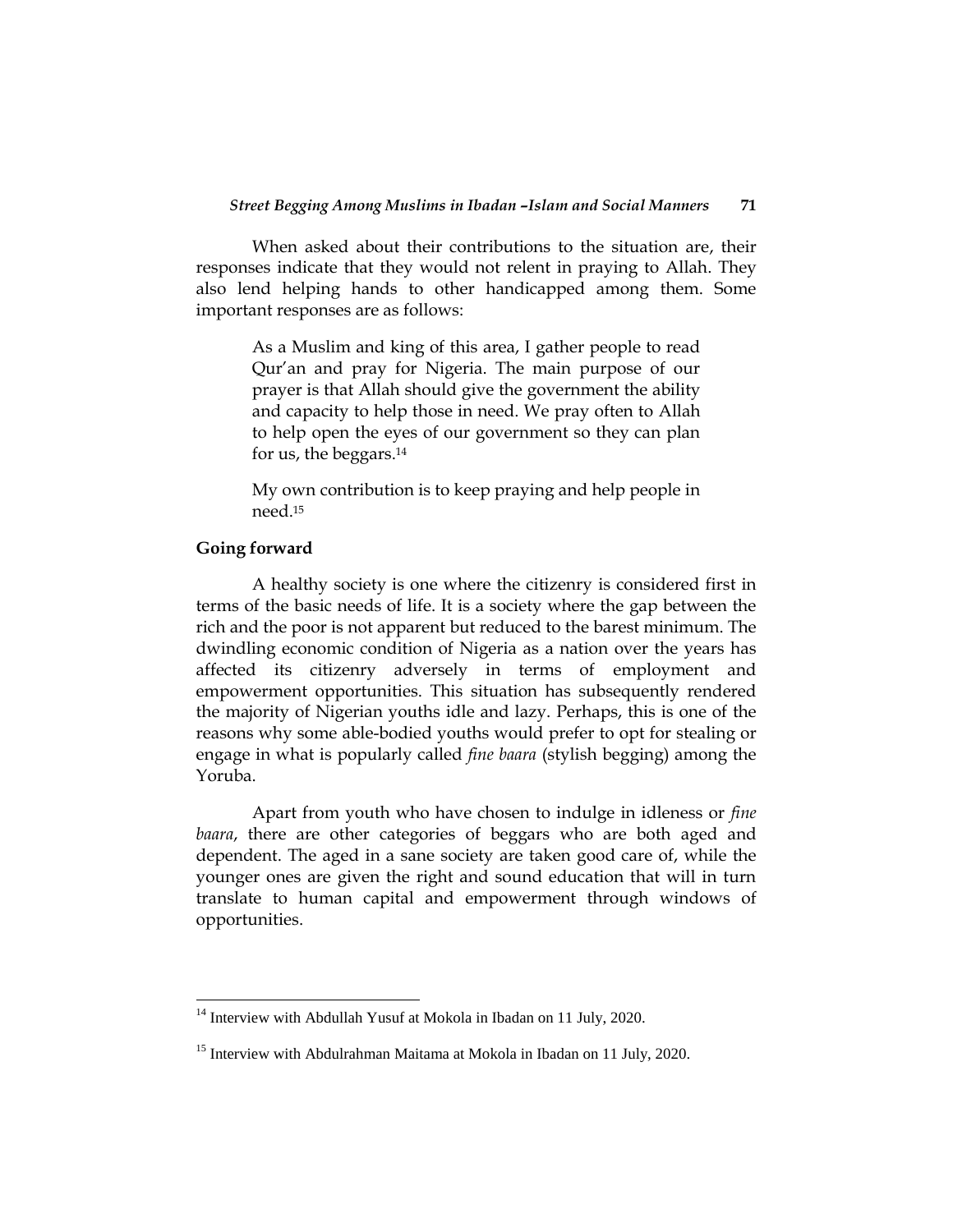When asked about their contributions to the situation are, their responses indicate that they would not relent in praying to Allah. They also lend helping hands to other handicapped among them. Some important responses are as follows:

> As a Muslim and king of this area, I gather people to read Qur'an and pray for Nigeria. The main purpose of our prayer is that Allah should give the government the ability and capacity to help those in need. We pray often to Allah to help open the eyes of our government so they can plan for us, the beggars.[14]
>
> My own contribution is to keep praying and help people in need.[15]

**Going forward**

A healthy society is one where the citizenry is considered first in terms of the basic needs of life. It is a society where the gap between the rich and the poor is not apparent but reduced to the barest minimum. The dwindling economic condition of Nigeria as a nation over the years has affected its citizenry adversely in terms of employment and empowerment opportunities. This situation has subsequently rendered the majority of Nigerian youths idle and lazy. Perhaps, this is one of the reasons why some able-bodied youths would prefer to opt for stealing or engage in what is popularly called *fine baara* (stylish begging) among the Yoruba.

Apart from youth who have chosen to indulge in idleness or *fine baara*, there are other categories of beggars who are both aged and dependent. The aged in a sane society are taken good care of, while the younger ones are given the right and sound education that will in turn translate to human capital and empowerment through windows of opportunities.

---

[14] Interview with Abdullah Yusuf at Mokola in Ibadan on 11 July, 2020.

[15] Interview with Abdulrahman Maitama at Mokola in Ibadan on 11 July, 2020.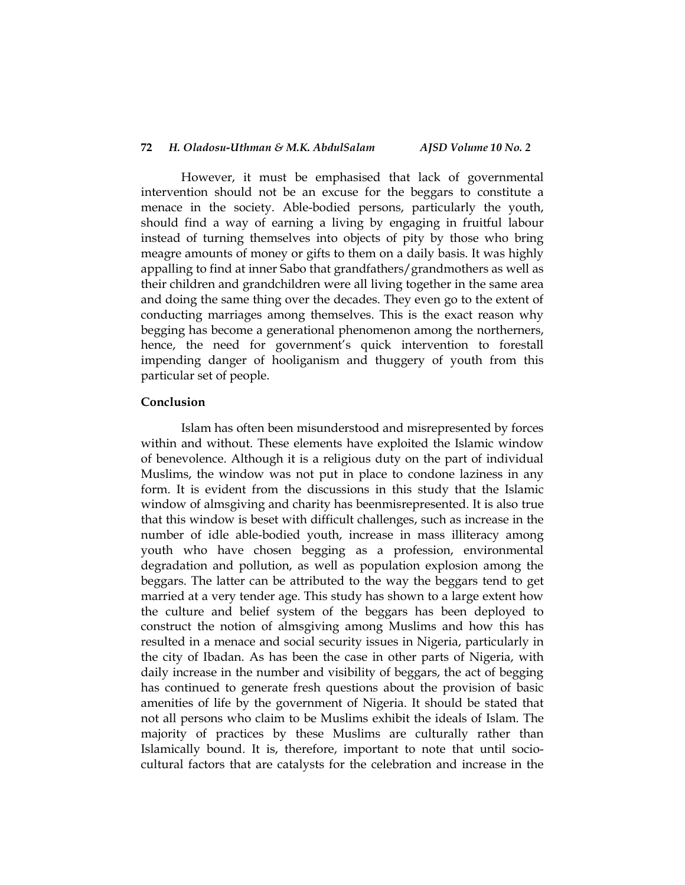However, it must be emphasised that lack of governmental intervention should not be an excuse for the beggars to constitute a menace in the society. Able-bodied persons, particularly the youth, should find a way of earning a living by engaging in fruitful labour instead of turning themselves into objects of pity by those who bring meagre amounts of money or gifts to them on a daily basis. It was highly appalling to find at inner Sabo that grandfathers/grandmothers as well as their children and grandchildren were all living together in the same area and doing the same thing over the decades. They even go to the extent of conducting marriages among themselves. This is the exact reason why begging has become a generational phenomenon among the northerners, hence, the need for government's quick intervention to forestall impending danger of hooliganism and thuggery of youth from this particular set of people.

## Conclusion

Islam has often been misunderstood and misrepresented by forces within and without. These elements have exploited the Islamic window of benevolence. Although it is a religious duty on the part of individual Muslims, the window was not put in place to condone laziness in any form. It is evident from the discussions in this study that the Islamic window of almsgiving and charity has beenmisrepresented. It is also true that this window is beset with difficult challenges, such as increase in the number of idle able-bodied youth, increase in mass illiteracy among youth who have chosen begging as a profession, environmental degradation and pollution, as well as population explosion among the beggars. The latter can be attributed to the way the beggars tend to get married at a very tender age. This study has shown to a large extent how the culture and belief system of the beggars has been deployed to construct the notion of almsgiving among Muslims and how this has resulted in a menace and social security issues in Nigeria, particularly in the city of Ibadan. As has been the case in other parts of Nigeria, with daily increase in the number and visibility of beggars, the act of begging has continued to generate fresh questions about the provision of basic amenities of life by the government of Nigeria. It should be stated that not all persons who claim to be Muslims exhibit the ideals of Islam. The majority of practices by these Muslims are culturally rather than Islamically bound. It is, therefore, important to note that until socio-cultural factors that are catalysts for the celebration and increase in the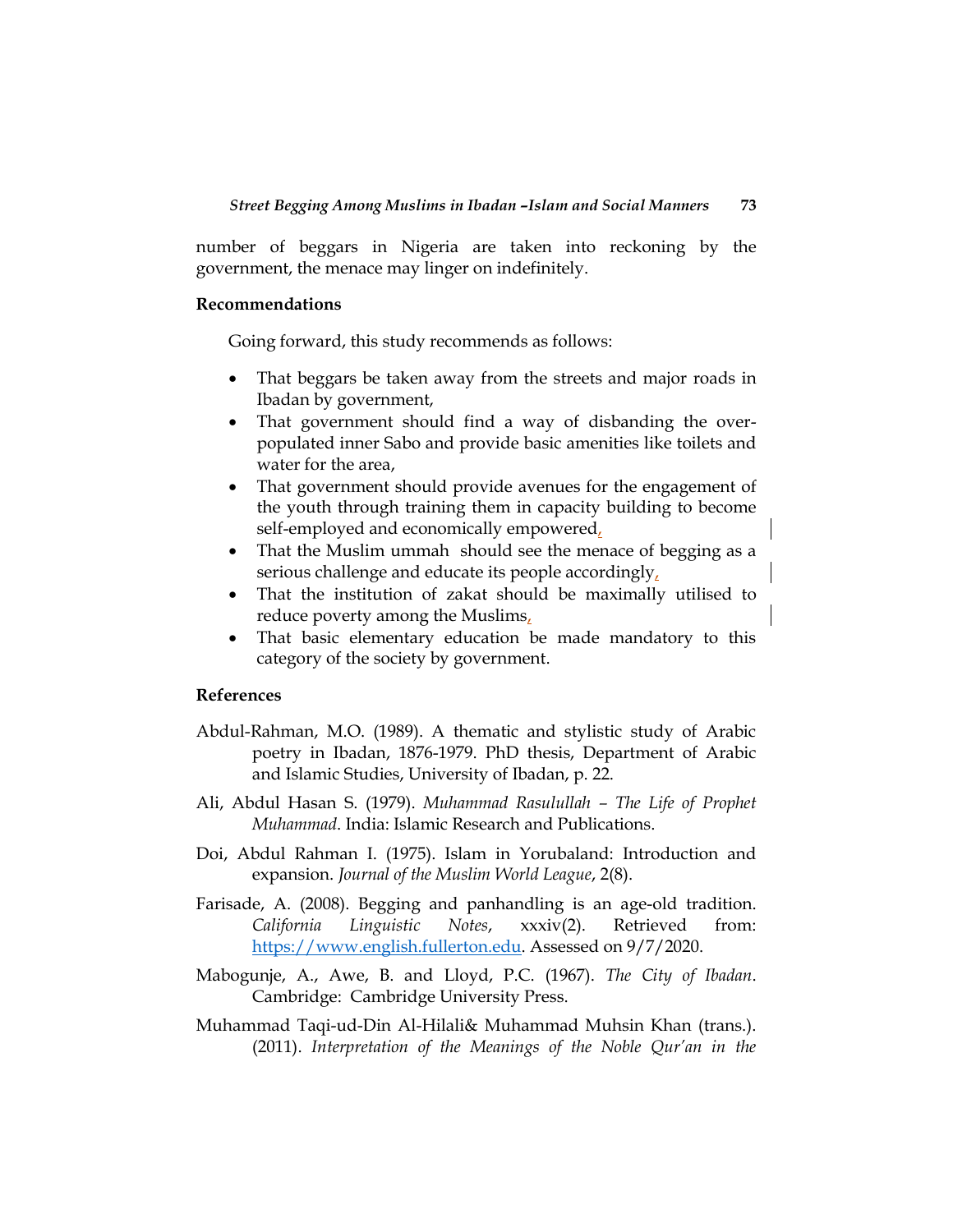number of beggars in Nigeria are taken into reckoning by the government, the menace may linger on indefinitely.

## Recommendations

Going forward, this study recommends as follows:

- That beggars be taken away from the streets and major roads in Ibadan by government,
- That government should find a way of disbanding the over-populated inner Sabo and provide basic amenities like toilets and water for the area,
- That government should provide avenues for the engagement of the youth through training them in capacity building to become self-employed and economically empowered,
- That the Muslim ummah should see the menace of begging as a serious challenge and educate its people accordingly,
- That the institution of zakat should be maximally utilised to reduce poverty among the Muslims,
- That basic elementary education be made mandatory to this category of the society by government.

## References

Abdul-Rahman, M.O. (1989). A thematic and stylistic study of Arabic poetry in Ibadan, 1876-1979. PhD thesis, Department of Arabic and Islamic Studies, University of Ibadan, p. 22.

Ali, Abdul Hasan S. (1979). *Muhammad Rasulullah – The Life of Prophet Muhammad*. India: Islamic Research and Publications.

Doi, Abdul Rahman I. (1975). Islam in Yorubaland: Introduction and expansion. *Journal of the Muslim World League*, 2(8).

Farisade, A. (2008). Begging and panhandling is an age-old tradition. *California Linguistic Notes*, xxxiv(2). Retrieved from: https://www.english.fullerton.edu. Assessed on 9/7/2020.

Mabogunje, A., Awe, B. and Lloyd, P.C. (1967). *The City of Ibadan*. Cambridge: Cambridge University Press.

Muhammad Taqi-ud-Din Al-Hilali& Muhammad Muhsin Khan (trans.). (2011). *Interpretation of the Meanings of the Noble Qur'an in the*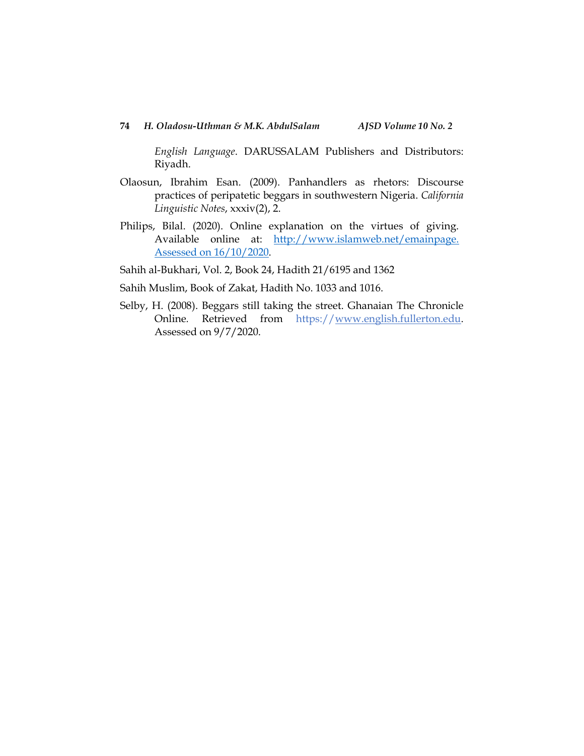*English Language*. DARUSSALAM Publishers and Distributors: Riyadh.

Olaosun, Ibrahim Esan. (2009). Panhandlers as rhetors: Discourse practices of peripatetic beggars in southwestern Nigeria. *California Linguistic Notes*, xxxiv(2), 2.

Philips, Bilal. (2020). Online explanation on the virtues of giving. Available online at: http://www.islamweb.net/emainpage. Assessed on 16/10/2020.

Sahih al-Bukhari, Vol. 2, Book 24, Hadith 21/6195 and 1362

Sahih Muslim, Book of Zakat, Hadith No. 1033 and 1016.

Selby, H. (2008). Beggars still taking the street. Ghanaian The Chronicle Online. Retrieved from https://www.english.fullerton.edu. Assessed on 9/7/2020.